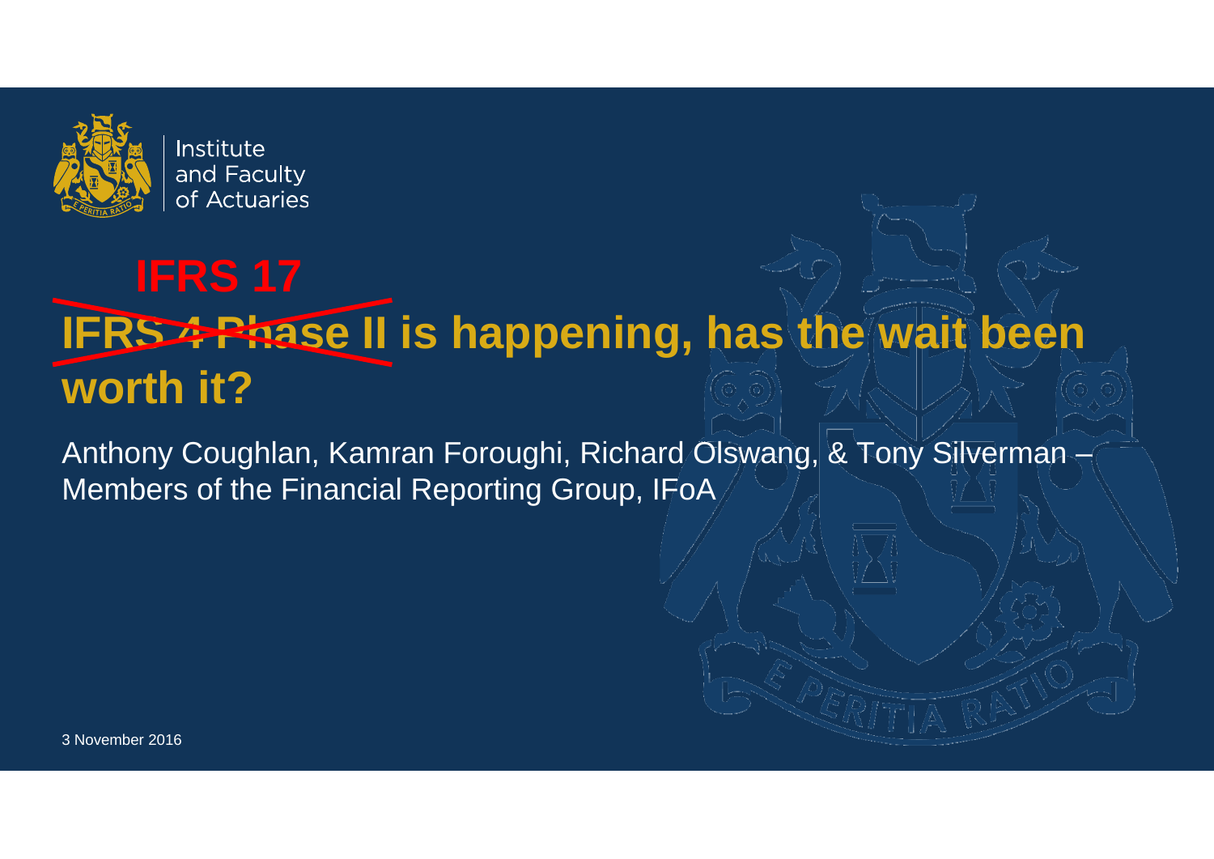Institute and Faculty of Actuaries

# IFRS 17

# ~~IFRS 4 Phase II~~ is happening, has the wait been worth it?

Anthony Coughlan, Kamran Foroughi, Richard Olswang, & Tony Silverman – Members of the Financial Reporting Group, IFoA

3 November 2016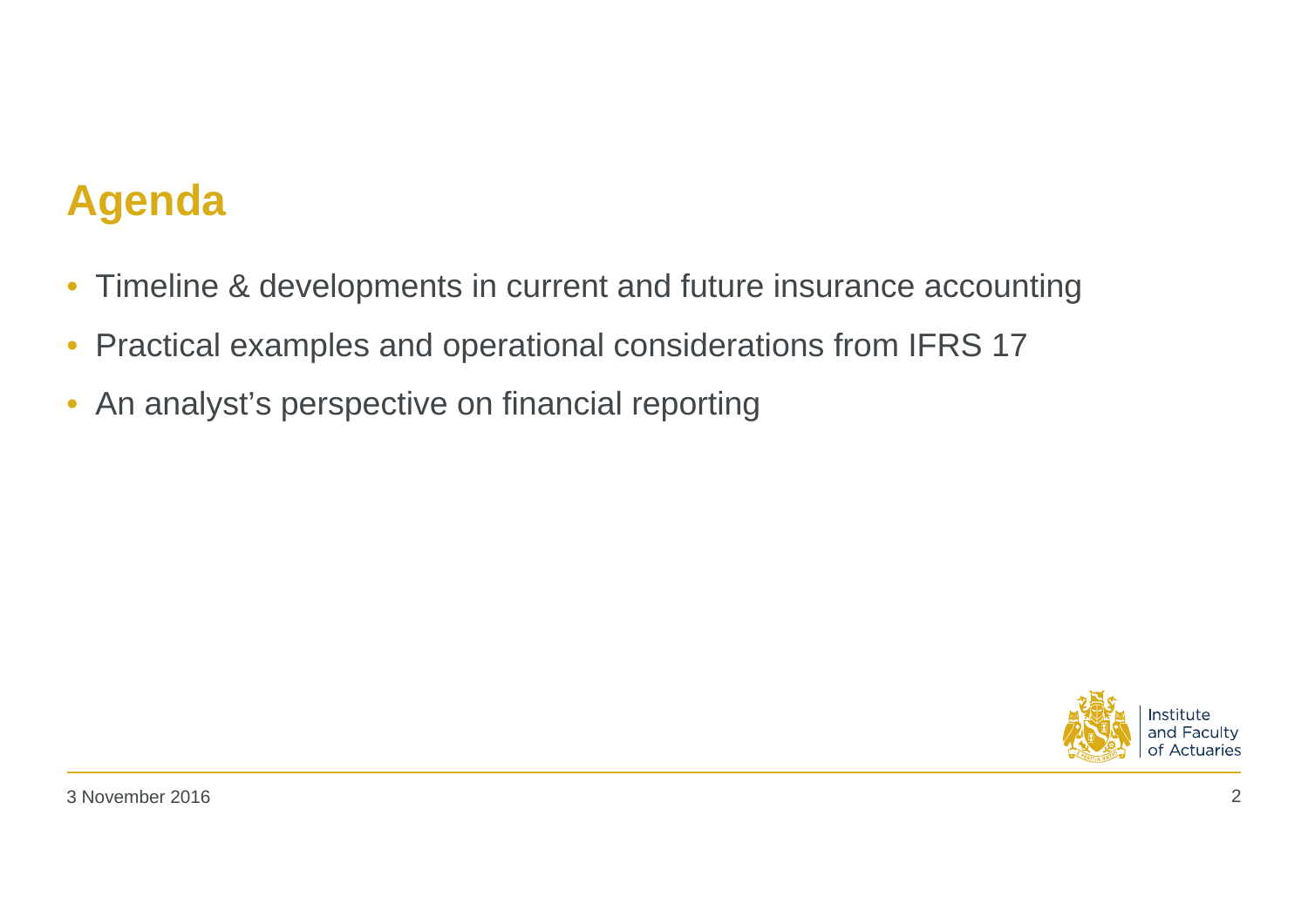# Agenda

- Timeline & developments in current and future insurance accounting
- Practical examples and operational considerations from IFRS 17
- An analyst's perspective on financial reporting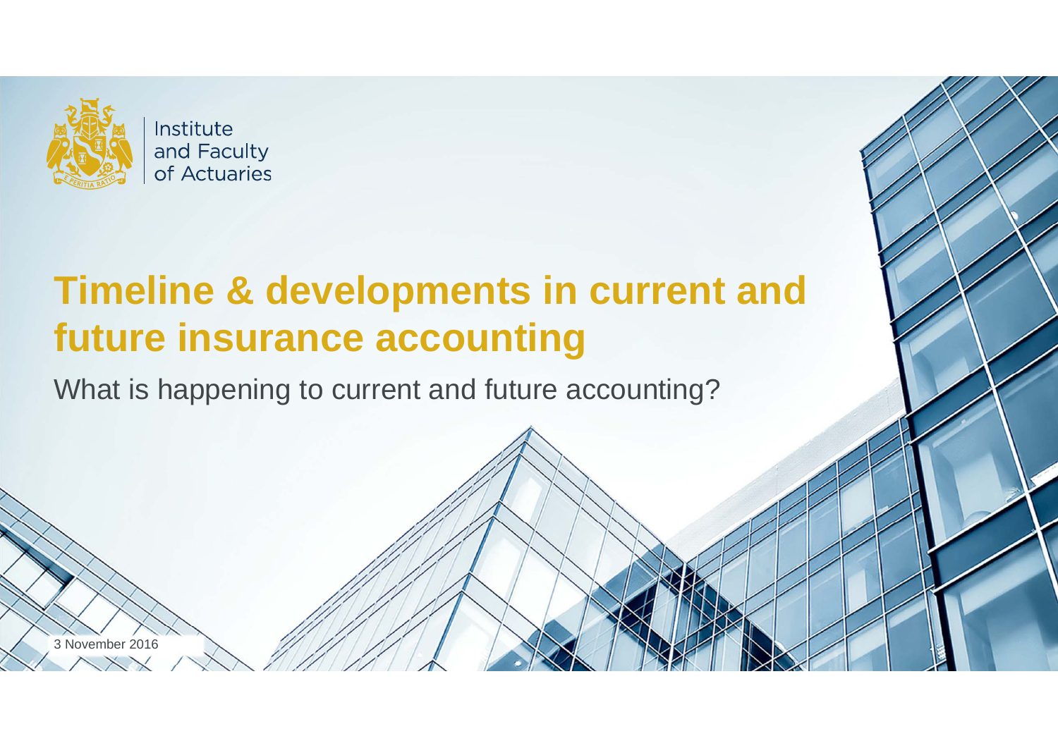Institute
and Faculty
of Actuaries

# Timeline & developments in current and future insurance accounting

What is happening to current and future accounting?

3 November 2016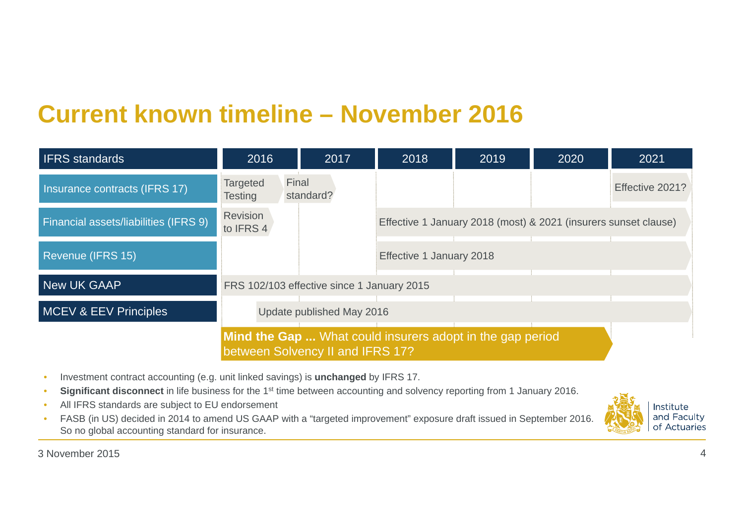# Current known timeline – November 2016

| IFRS standards | 2016 | 2017 | 2018 | 2019 | 2020 | 2021 |
|---|---|---|---|---|---|---|
| Insurance contracts (IFRS 17) | Targeted Testing / Final standard? | | | | | Effective 2021? |
| Financial assets/liabilities (IFRS 9) | Revision to IFRS 4 | | Effective 1 January 2018 (most) & 2021 (insurers sunset clause) | | | |
| Revenue (IFRS 15) | | | Effective 1 January 2018 | | | |
| New UK GAAP | FRS 102/103 effective since 1 January 2015 | | | | | |
| MCEV & EEV Principles | Update published May 2016 | | | | | |

**Mind the Gap ...** What could insurers adopt in the gap period between Solvency II and IFRS 17?

- Investment contract accounting (e.g. unit linked savings) is **unchanged** by IFRS 17.
- **Significant disconnect** in life business for the 1st time between accounting and solvency reporting from 1 January 2016.
- All IFRS standards are subject to EU endorsement
- FASB (in US) decided in 2014 to amend US GAAP with a "targeted improvement" exposure draft issued in September 2016. So no global accounting standard for insurance.

Institute and Faculty of Actuaries

3 November 2015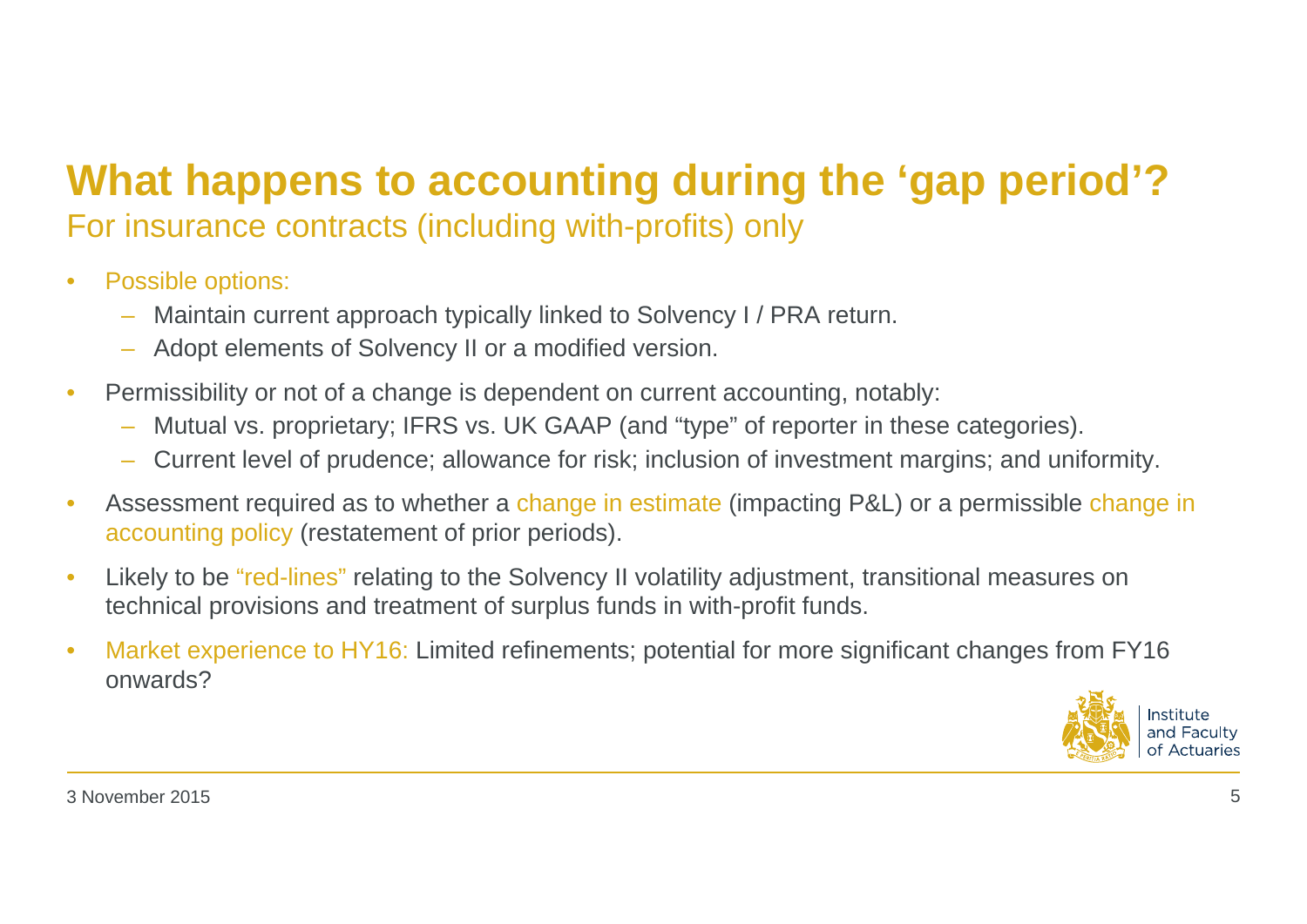# What happens to accounting during the 'gap period'?

## For insurance contracts (including with-profits) only

- Possible options:
  - Maintain current approach typically linked to Solvency I / PRA return.
  - Adopt elements of Solvency II or a modified version.
- Permissibility or not of a change is dependent on current accounting, notably:
  - Mutual vs. proprietary; IFRS vs. UK GAAP (and "type" of reporter in these categories).
  - Current level of prudence; allowance for risk; inclusion of investment margins; and uniformity.
- Assessment required as to whether a change in estimate (impacting P&L) or a permissible change in accounting policy (restatement of prior periods).
- Likely to be "red-lines" relating to the Solvency II volatility adjustment, transitional measures on technical provisions and treatment of surplus funds in with-profit funds.
- Market experience to HY16: Limited refinements; potential for more significant changes from FY16 onwards?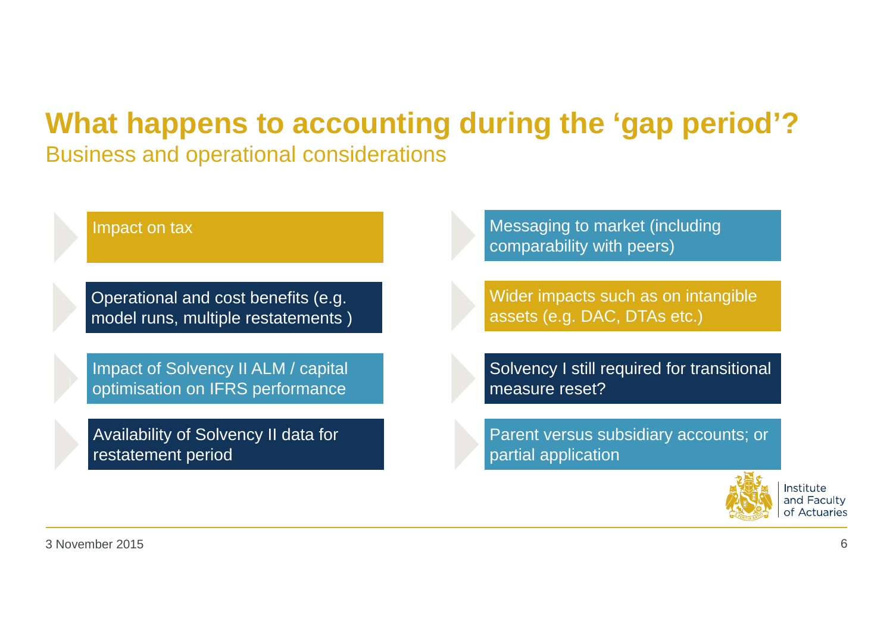# What happens to accounting during the 'gap period'?

## Business and operational considerations

- Impact on tax
- Operational and cost benefits (e.g. model runs, multiple restatements )
- Impact of Solvency II ALM / capital optimisation on IFRS performance
- Availability of Solvency II data for restatement period
- Messaging to market (including comparability with peers)
- Wider impacts such as on intangible assets (e.g. DAC, DTAs etc.)
- Solvency I still required for transitional measure reset?
- Parent versus subsidiary accounts; or partial application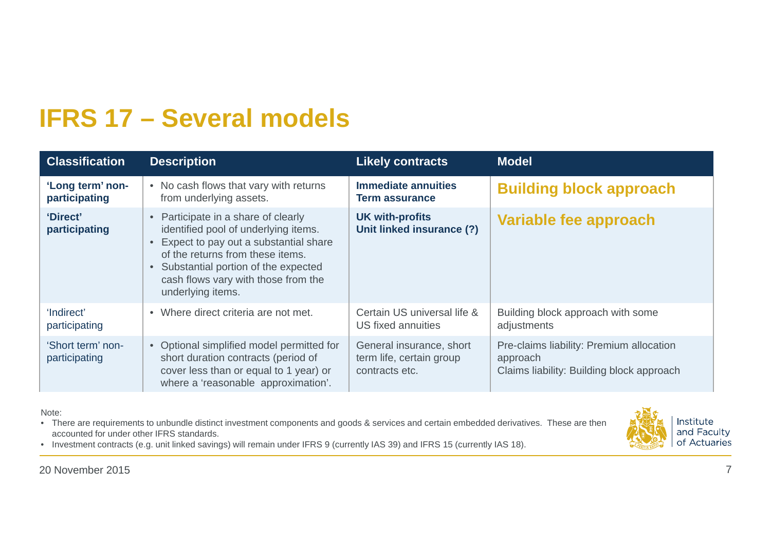# IFRS 17 – Several models

| Classification | Description | Likely contracts | Model |
|---|---|---|---|
| **'Long term' non-participating** | • No cash flows that vary with returns from underlying assets. | **Immediate annuities**<br>**Term assurance** | **Building block approach** |
| **'Direct' participating** | • Participate in a share of clearly identified pool of underlying items.<br>• Expect to pay out a substantial share of the returns from these items.<br>• Substantial portion of the expected cash flows vary with those from the underlying items. | **UK with-profits**<br>**Unit linked insurance (?)** | **Variable fee approach** |
| 'Indirect' participating | • Where direct criteria are not met. | Certain US universal life & US fixed annuities | Building block approach with some adjustments |
| 'Short term' non-participating | • Optional simplified model permitted for short duration contracts (period of cover less than or equal to 1 year) or where a 'reasonable approximation'. | General insurance, short term life, certain group contracts etc. | Pre-claims liability: Premium allocation approach<br>Claims liability: Building block approach |

Note:

- There are requirements to unbundle distinct investment components and goods & services and certain embedded derivatives. These are then accounted for under other IFRS standards.
- Investment contracts (e.g. unit linked savings) will remain under IFRS 9 (currently IAS 39) and IFRS 15 (currently IAS 18).

20 November 2015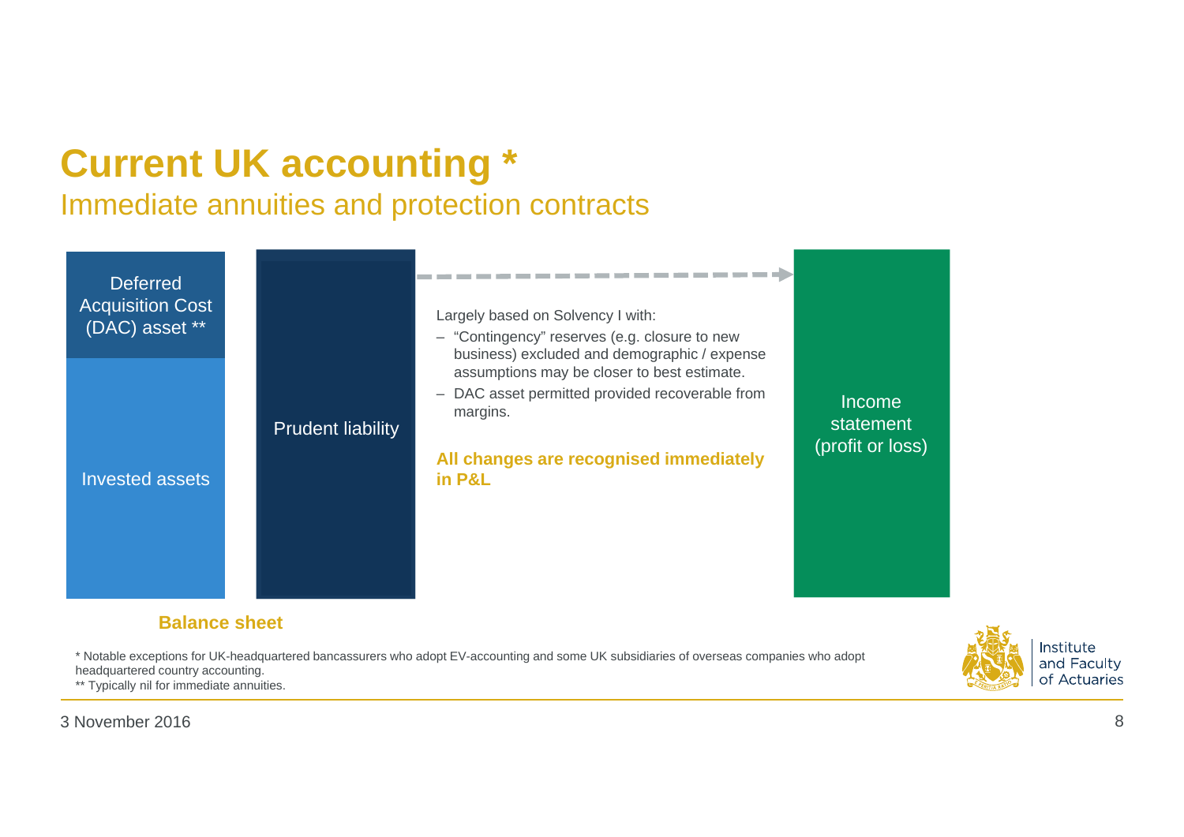# Current UK accounting *

## Immediate annuities and protection contracts

Deferred Acquisition Cost (DAC) asset **

Invested assets

Prudent liability

**Balance sheet**

Largely based on Solvency I with:

- "Contingency" reserves (e.g. closure to new business) excluded and demographic / expense assumptions may be closer to best estimate.
- DAC asset permitted provided recoverable from margins.

**All changes are recognised immediately in P&L**

Income statement (profit or loss)

\* Notable exceptions for UK-headquartered bancassurers who adopt EV-accounting and some UK subsidiaries of overseas companies who adopt headquartered country accounting.
** Typically nil for immediate annuities.

3 November 2016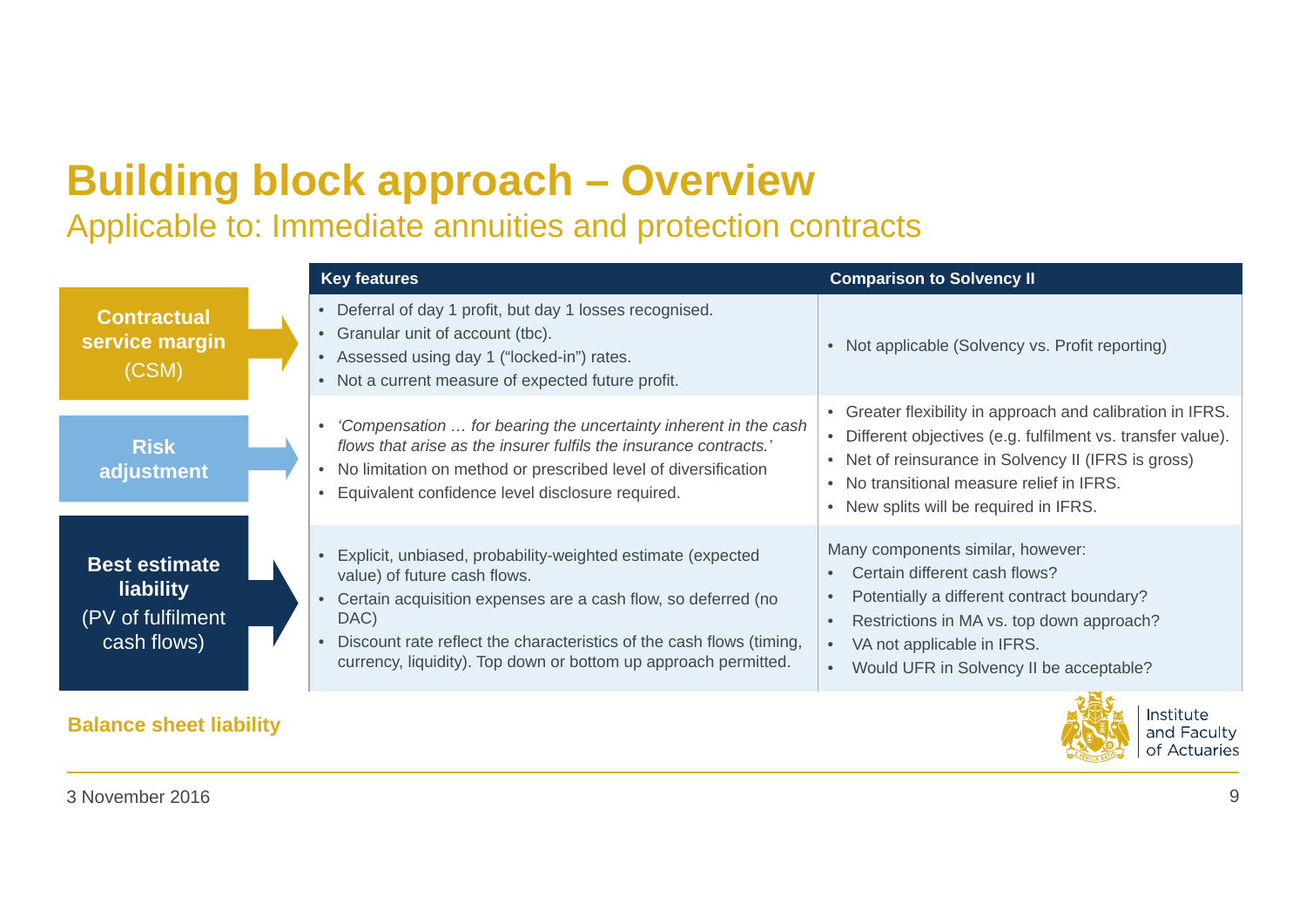# Building block approach – Overview

## Applicable to: Immediate annuities and protection contracts

| | Key features | Comparison to Solvency II |
|---|---|---|
| **Contractual service margin** (CSM) | • Deferral of day 1 profit, but day 1 losses recognised.<br>• Granular unit of account (tbc).<br>• Assessed using day 1 ("locked-in") rates.<br>• Not a current measure of expected future profit. | • Not applicable (Solvency vs. Profit reporting) |
| **Risk adjustment** | • *'Compensation … for bearing the uncertainty inherent in the cash flows that arise as the insurer fulfils the insurance contracts.'*<br>• No limitation on method or prescribed level of diversification<br>• Equivalent confidence level disclosure required. | • Greater flexibility in approach and calibration in IFRS.<br>• Different objectives (e.g. fulfilment vs. transfer value).<br>• Net of reinsurance in Solvency II (IFRS is gross)<br>• No transitional measure relief in IFRS.<br>• New splits will be required in IFRS. |
| **Best estimate liability** (PV of fulfilment cash flows) | • Explicit, unbiased, probability-weighted estimate (expected value) of future cash flows.<br>• Certain acquisition expenses are a cash flow, so deferred (no DAC)<br>• Discount rate reflect the characteristics of the cash flows (timing, currency, liquidity). Top down or bottom up approach permitted. | Many components similar, however:<br>• Certain different cash flows?<br>• Potentially a different contract boundary?<br>• Restrictions in MA vs. top down approach?<br>• VA not applicable in IFRS.<br>• Would UFR in Solvency II be acceptable? |

**Balance sheet liability**

3 November 2016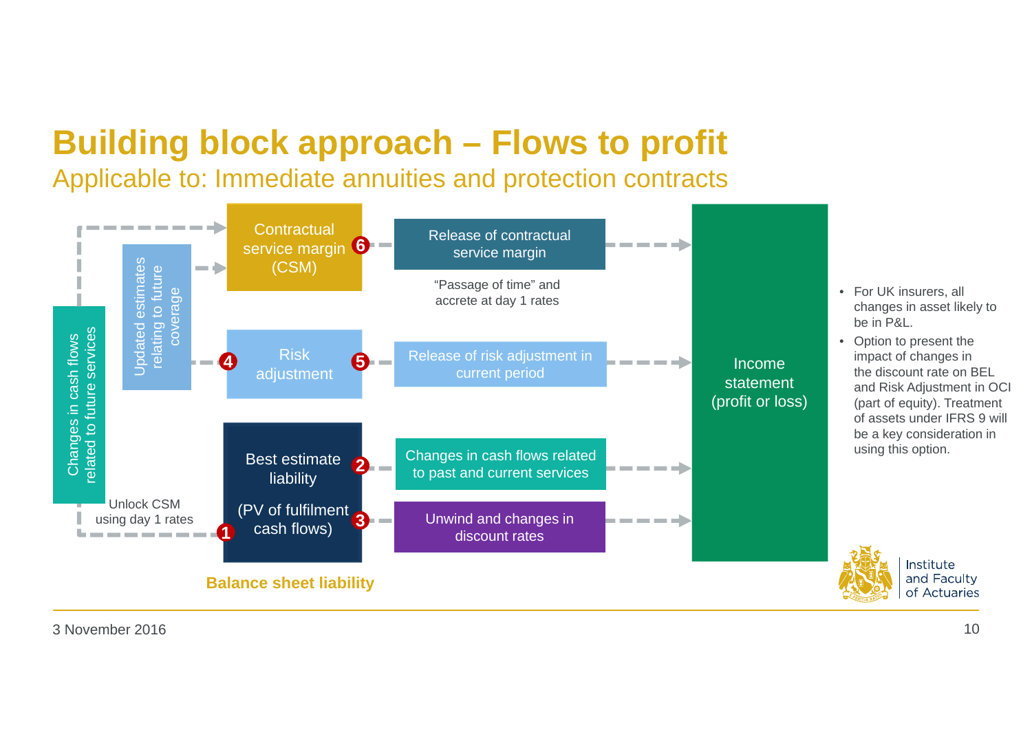# Building block approach – Flows to profit

## Applicable to: Immediate annuities and protection contracts

Changes in cash flows related to future services

Updated estimates relating to future coverage

Contractual service margin (CSM)

Risk adjustment

Best estimate liability

(PV of fulfilment cash flows)

Unlock CSM using day 1 rates

**Balance sheet liability**

1. Unlock CSM using day 1 rates
2. Changes in cash flows related to past and current services
3. Unwind and changes in discount rates
4. Updated estimates relating to future coverage
5. Release of risk adjustment in current period
6. Release of contractual service margin — "Passage of time" and accrete at day 1 rates

Income statement (profit or loss)

- For UK insurers, all changes in asset likely to be in P&L.
- Option to present the impact of changes in the discount rate on BEL and Risk Adjustment in OCI (part of equity). Treatment of assets under IFRS 9 will be a key consideration in using this option.

3 November 2016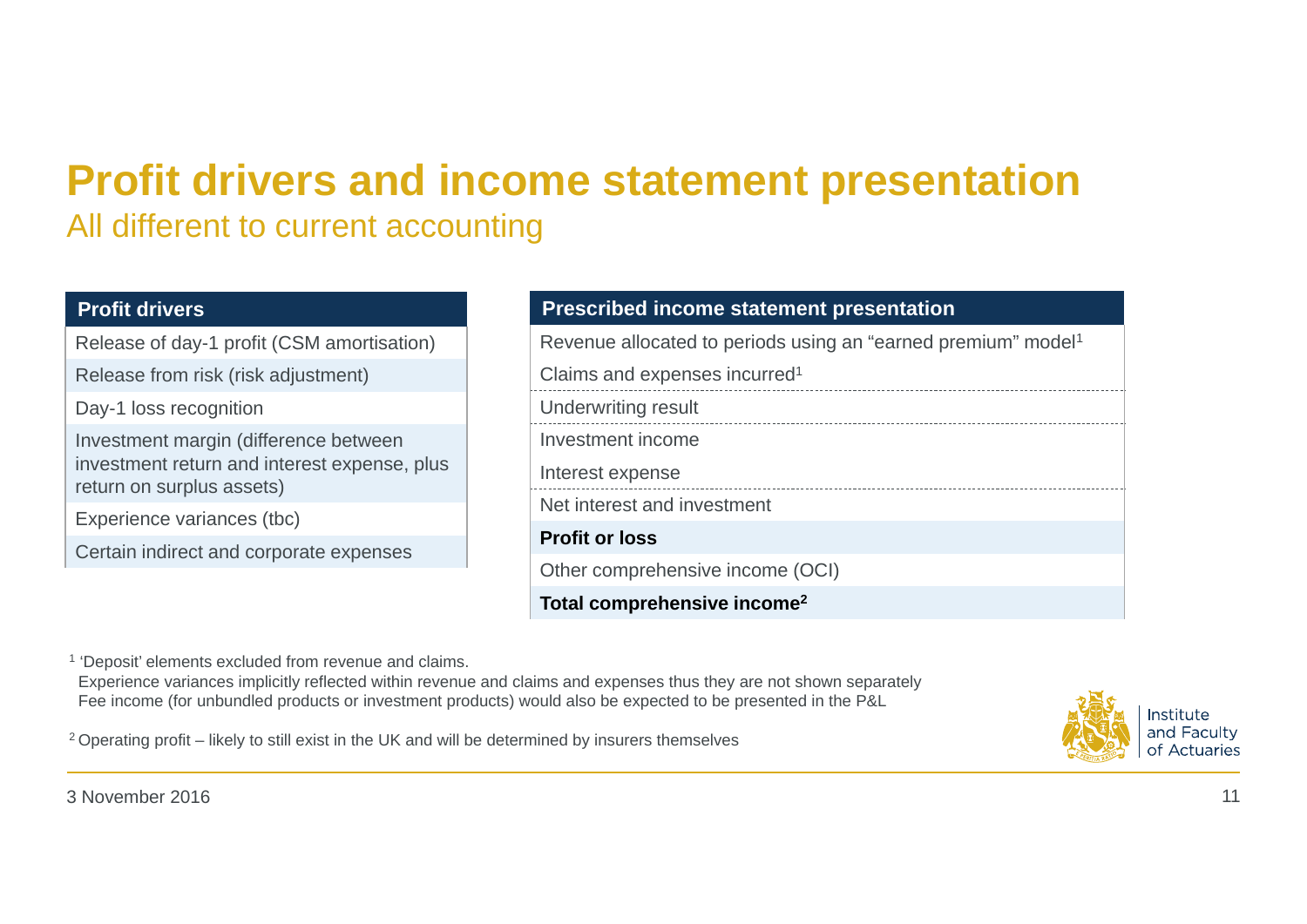# Profit drivers and income statement presentation

## All different to current accounting

| Profit drivers |
|---|
| Release of day-1 profit (CSM amortisation) |
| Release from risk (risk adjustment) |
| Day-1 loss recognition |
| Investment margin (difference between investment return and interest expense, plus return on surplus assets) |
| Experience variances (tbc) |
| Certain indirect and corporate expenses |

| Prescribed income statement presentation |
|---|
| Revenue allocated to periods using an "earned premium" model[1] |
| Claims and expenses incurred[1] |
| Underwriting result |
| Investment income |
| Interest expense |
| Net interest and investment |
| **Profit or loss** |
| Other comprehensive income (OCI) |
| **Total comprehensive income[2]** |

[1] 'Deposit' elements excluded from revenue and claims.
Experience variances implicitly reflected within revenue and claims and expenses thus they are not shown separately
Fee income (for unbundled products or investment products) would also be expected to be presented in the P&L

[2] Operating profit – likely to still exist in the UK and will be determined by insurers themselves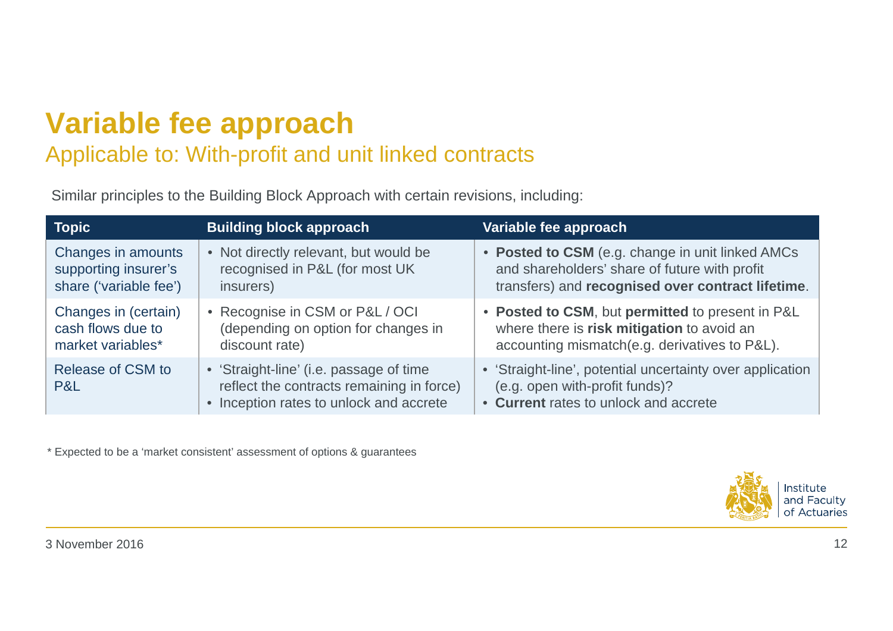# Variable fee approach

## Applicable to: With-profit and unit linked contracts

Similar principles to the Building Block Approach with certain revisions, including:

| Topic | Building block approach | Variable fee approach |
| --- | --- | --- |
| Changes in amounts supporting insurer's share ('variable fee') | • Not directly relevant, but would be recognised in P&L (for most UK insurers) | • **Posted to CSM** (e.g. change in unit linked AMCs and shareholders' share of future with profit transfers) and **recognised over contract lifetime**. |
| Changes in (certain) cash flows due to market variables* | • Recognise in CSM or P&L / OCI (depending on option for changes in discount rate) | • **Posted to CSM**, but **permitted** to present in P&L where there is **risk mitigation** to avoid an accounting mismatch(e.g. derivatives to P&L). |
| Release of CSM to P&L | • 'Straight-line' (i.e. passage of time reflect the contracts remaining in force)<br>• Inception rates to unlock and accrete | • 'Straight-line', potential uncertainty over application (e.g. open with-profit funds)?<br>• **Current** rates to unlock and accrete |

\* Expected to be a 'market consistent' assessment of options & guarantees

3 November 2016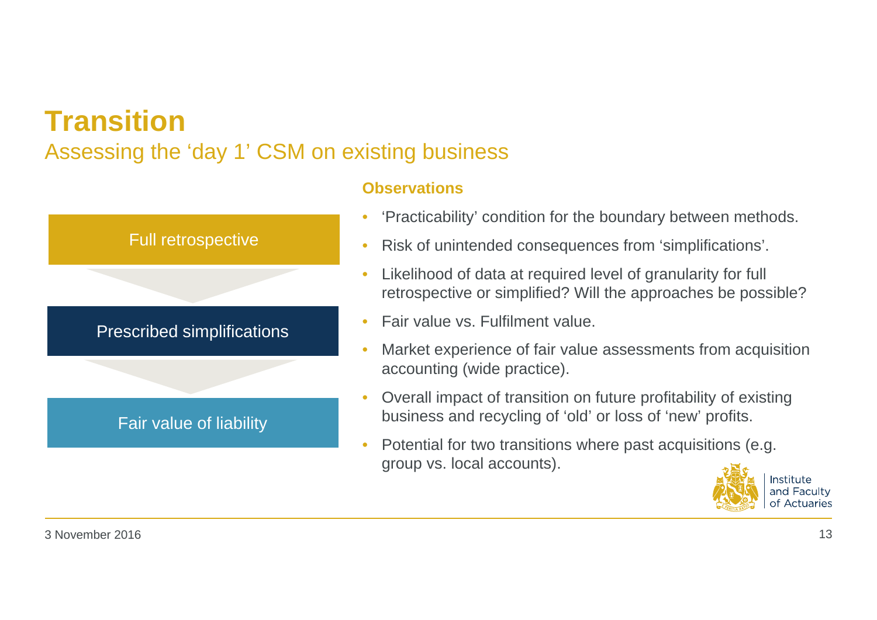# Transition

## Assessing the 'day 1' CSM on existing business

Full retrospective

Prescribed simplifications

Fair value of liability

**Observations**

- 'Practicability' condition for the boundary between methods.
- Risk of unintended consequences from 'simplifications'.
- Likelihood of data at required level of granularity for full retrospective or simplified? Will the approaches be possible?
- Fair value vs. Fulfilment value.
- Market experience of fair value assessments from acquisition accounting (wide practice).
- Overall impact of transition on future profitability of existing business and recycling of 'old' or loss of 'new' profits.
- Potential for two transitions where past acquisitions (e.g. group vs. local accounts).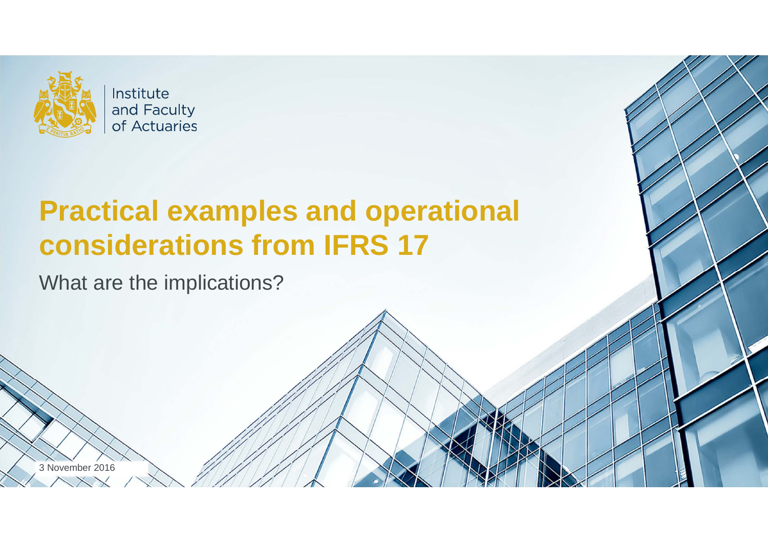Institute and Faculty of Actuaries

# Practical examples and operational considerations from IFRS 17

What are the implications?

3 November 2016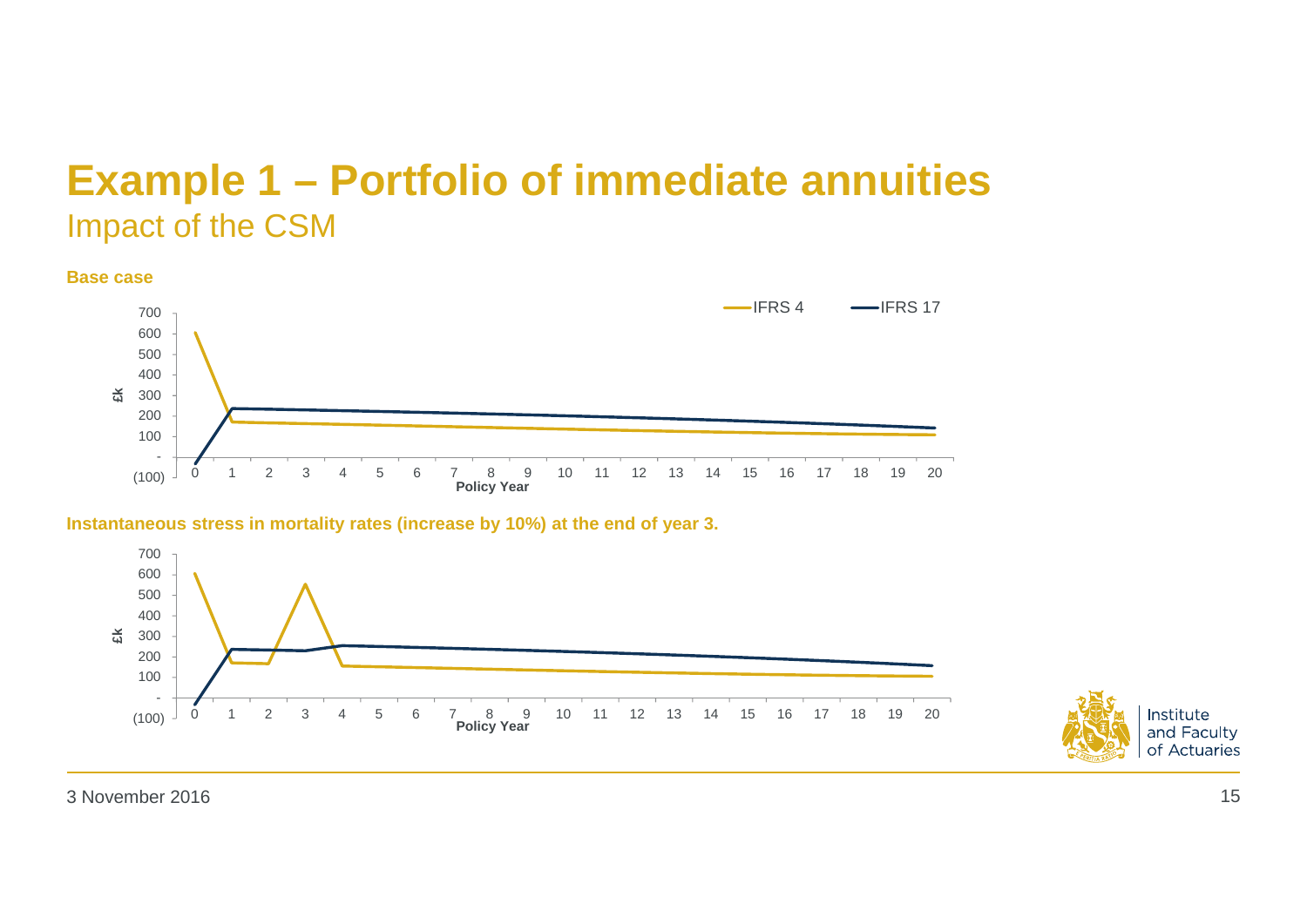# Example 1 – Portfolio of immediate annuities

## Impact of the CSM

**Base case**

**Instantaneous stress in mortality rates (increase by 10%) at the end of year 3.**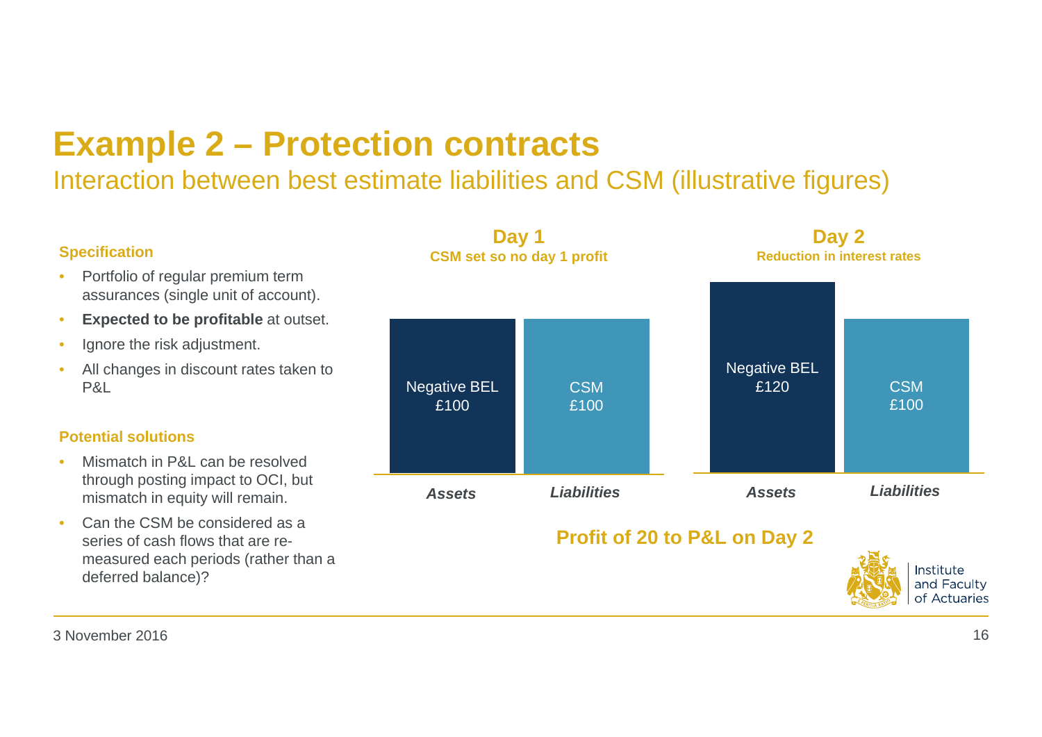# Example 2 – Protection contracts

## Interaction between best estimate liabilities and CSM (illustrative figures)

### Specification

- Portfolio of regular premium term assurances (single unit of account).
- **Expected to be profitable** at outset.
- Ignore the risk adjustment.
- All changes in discount rates taken to P&L

### Potential solutions

- Mismatch in P&L can be resolved through posting impact to OCI, but mismatch in equity will remain.
- Can the CSM be considered as a series of cash flows that are re-measured each periods (rather than a deferred balance)?

**Day 1**
**CSM set so no day 1 profit**

| *Assets* | *Liabilities* |
|---|---|
| Negative BEL £100 | CSM £100 |

**Day 2**
**Reduction in interest rates**

| *Assets* | *Liabilities* |
|---|---|
| Negative BEL £120 | CSM £100 |

**Profit of 20 to P&L on Day 2**

3 November 2016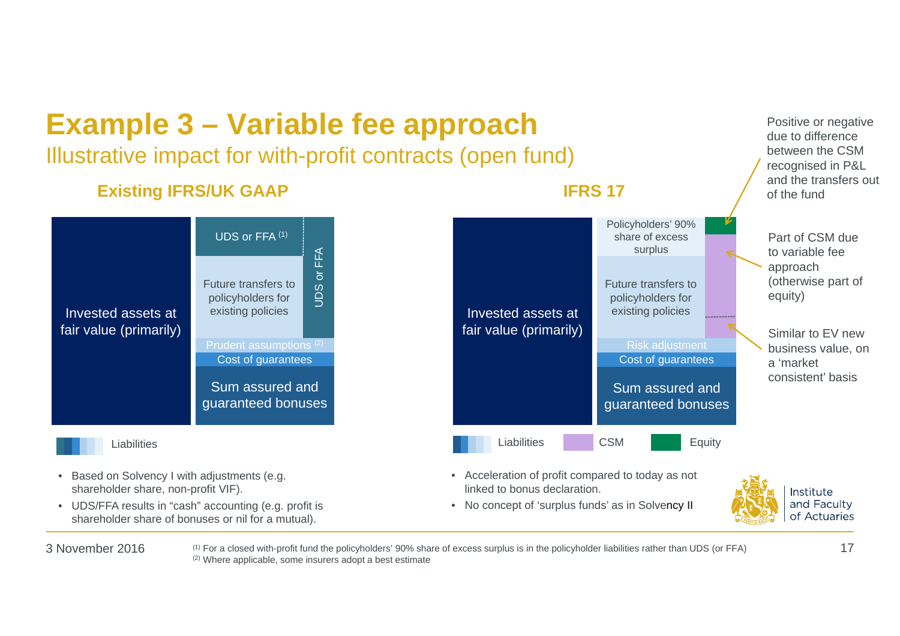# Example 3 – Variable fee approach

## Illustrative impact for with-profit contracts (open fund)

### Existing IFRS/UK GAAP

Invested assets at fair value (primarily)

UDS or FFA [(1)]

Future transfers to policyholders for existing policies

UDS or FFA

Prudent assumptions [(2)]

Cost of guarantees

Sum assured and guaranteed bonuses

Liabilities

- Based on Solvency I with adjustments (e.g. shareholder share, non-profit VIF).
- UDS/FFA results in "cash" accounting (e.g. profit is shareholder share of bonuses or nil for a mutual).

### IFRS 17

Invested assets at fair value (primarily)

Policyholders' 90% share of excess surplus

Future transfers to policyholders for existing policies

Risk adjustment

Cost of guarantees

Sum assured and guaranteed bonuses

Liabilities | CSM | Equity

Positive or negative due to difference between the CSM recognised in P&L and the transfers out of the fund

Part of CSM due to variable fee approach (otherwise part of equity)

Similar to EV new business value, on a 'market consistent' basis

- Acceleration of profit compared to today as not linked to bonus declaration.
- No concept of 'surplus funds' as in Solvency II

Institute and Faculty of Actuaries

3 November 2016

(1) For a closed with-profit fund the policyholders' 90% share of excess surplus is in the policyholder liabilities rather than UDS (or FFA)
(2) Where applicable, some insurers adopt a best estimate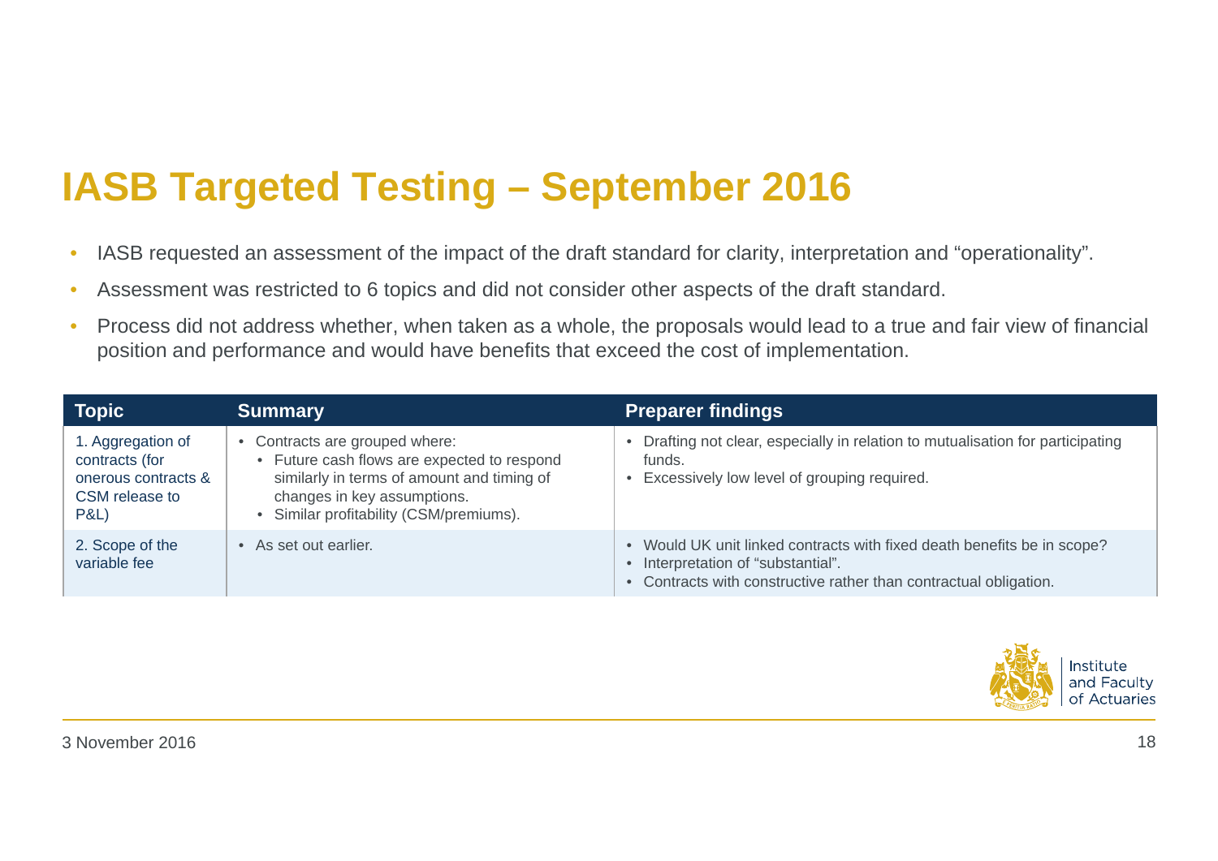# IASB Targeted Testing – September 2016

- IASB requested an assessment of the impact of the draft standard for clarity, interpretation and "operationality".
- Assessment was restricted to 6 topics and did not consider other aspects of the draft standard.
- Process did not address whether, when taken as a whole, the proposals would lead to a true and fair view of financial position and performance and would have benefits that exceed the cost of implementation.

| Topic | Summary | Preparer findings |
| --- | --- | --- |
| 1. Aggregation of contracts (for onerous contracts & CSM release to P&L) | • Contracts are grouped where:<br>  • Future cash flows are expected to respond similarly in terms of amount and timing of changes in key assumptions.<br>  • Similar profitability (CSM/premiums). | • Drafting not clear, especially in relation to mutualisation for participating funds.<br>• Excessively low level of grouping required. |
| 2. Scope of the variable fee | • As set out earlier. | • Would UK unit linked contracts with fixed death benefits be in scope?<br>• Interpretation of "substantial".<br>• Contracts with constructive rather than contractual obligation. |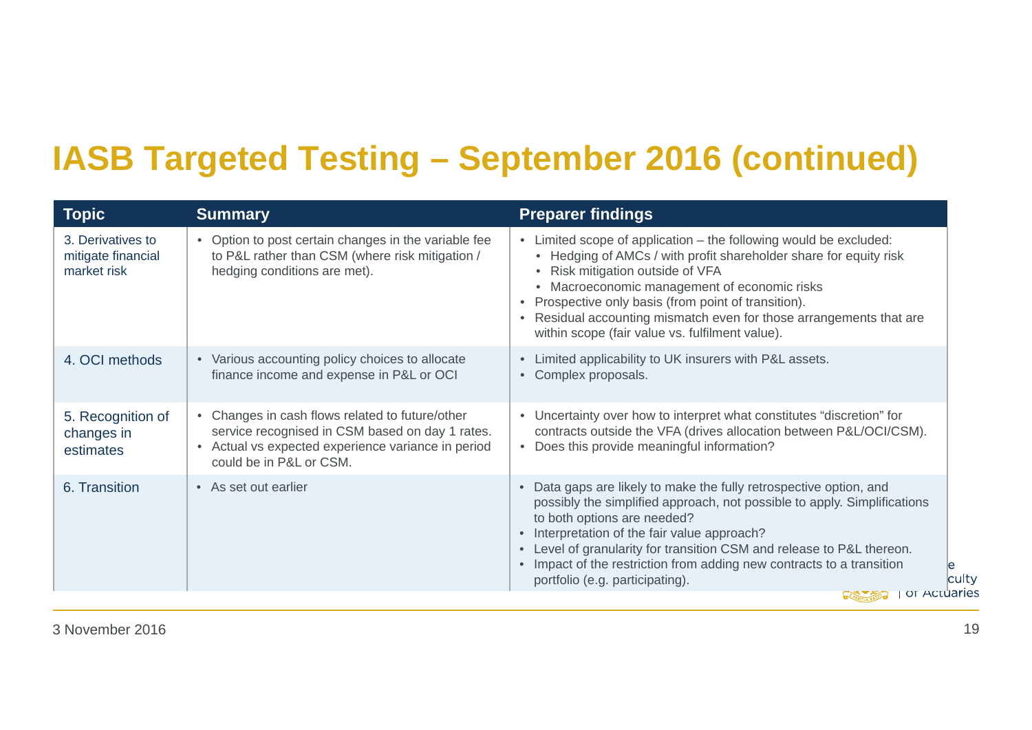# IASB Targeted Testing – September 2016 (continued)

| Topic | Summary | Preparer findings |
|---|---|---|
| 3. Derivatives to mitigate financial market risk | • Option to post certain changes in the variable fee to P&L rather than CSM (where risk mitigation / hedging conditions are met). | • Limited scope of application – the following would be excluded:<br>  • Hedging of AMCs / with profit shareholder share for equity risk<br>  • Risk mitigation outside of VFA<br>  • Macroeconomic management of economic risks<br>• Prospective only basis (from point of transition).<br>• Residual accounting mismatch even for those arrangements that are within scope (fair value vs. fulfilment value). |
| 4. OCI methods | • Various accounting policy choices to allocate finance income and expense in P&L or OCI | • Limited applicability to UK insurers with P&L assets.<br>• Complex proposals. |
| 5. Recognition of changes in estimates | • Changes in cash flows related to future/other service recognised in CSM based on day 1 rates.<br>• Actual vs expected experience variance in period could be in P&L or CSM. | • Uncertainty over how to interpret what constitutes "discretion" for contracts outside the VFA (drives allocation between P&L/OCI/CSM).<br>• Does this provide meaningful information? |
| 6. Transition | • As set out earlier | • Data gaps are likely to make the fully retrospective option, and possibly the simplified approach, not possible to apply. Simplifications to both options are needed?<br>• Interpretation of the fair value approach?<br>• Level of granularity for transition CSM and release to P&L thereon.<br>• Impact of the restriction from adding new contracts to a transition portfolio (e.g. participating). |

3 November 2016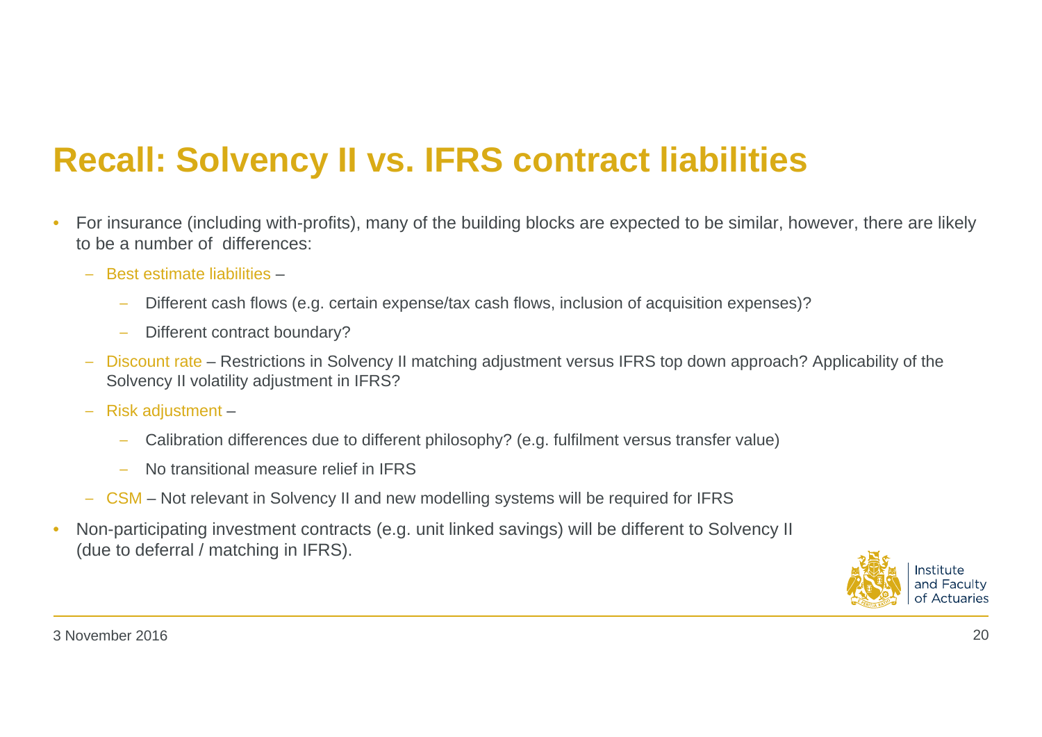# Recall: Solvency II vs. IFRS contract liabilities

- For insurance (including with-profits), many of the building blocks are expected to be similar, however, there are likely to be a number of differences:
  - Best estimate liabilities –
    - Different cash flows (e.g. certain expense/tax cash flows, inclusion of acquisition expenses)?
    - Different contract boundary?
  - Discount rate – Restrictions in Solvency II matching adjustment versus IFRS top down approach? Applicability of the Solvency II volatility adjustment in IFRS?
  - Risk adjustment –
    - Calibration differences due to different philosophy? (e.g. fulfilment versus transfer value)
    - No transitional measure relief in IFRS
  - CSM – Not relevant in Solvency II and new modelling systems will be required for IFRS
- Non-participating investment contracts (e.g. unit linked savings) will be different to Solvency II (due to deferral / matching in IFRS).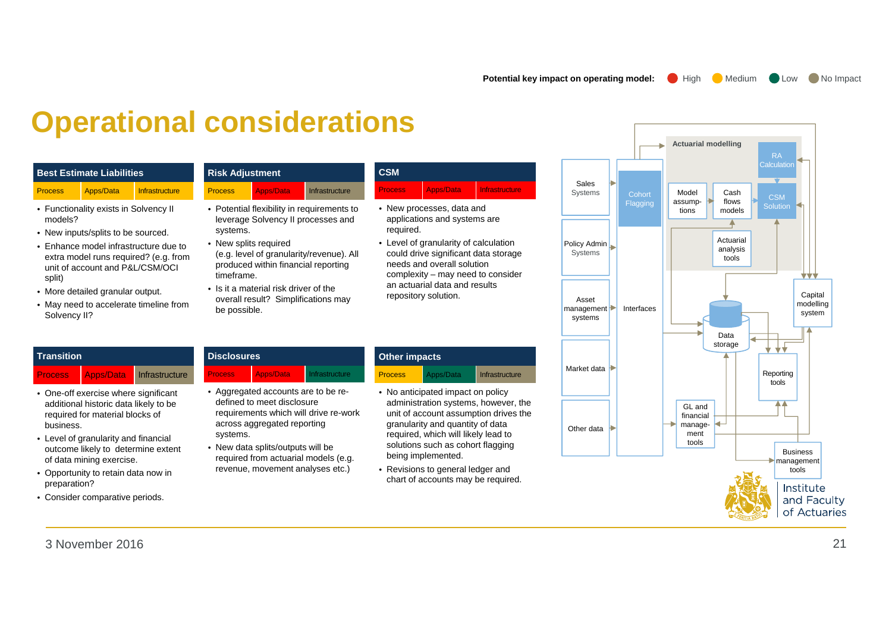Potential key impact on operating model: High, Medium, Low, No Impact

# Operational considerations

## Best Estimate Liabilities

| Process | Apps/Data | Infrastructure |
|---|---|---|
| Medium | Medium | Medium |

- Functionality exists in Solvency II models?
- New inputs/splits to be sourced.
- Enhance model infrastructure due to extra model runs required? (e.g. from unit of account and P&L/CSM/OCI split)
- More detailed granular output.
- May need to accelerate timeline from Solvency II?

## Risk Adjustment

| Process | Apps/Data | Infrastructure |
|---|---|---|
| Medium | High | No Impact |

- Potential flexibility in requirements to leverage Solvency II processes and systems.
- New splits required (e.g. level of granularity/revenue). All produced within financial reporting timeframe.
- Is it a material risk driver of the overall result? Simplifications may be possible.

## CSM

| Process | Apps/Data | Infrastructure |
|---|---|---|
| High | High | High |

- New processes, data and applications and systems are required.
- Level of granularity of calculation could drive significant data storage needs and overall solution complexity – may need to consider an actuarial data and results repository solution.

## Transition

| Process | Apps/Data | Infrastructure |
|---|---|---|
| High | High | No Impact |

- One-off exercise where significant additional historic data likely to be required for material blocks of business.
- Level of granularity and financial outcome likely to determine extent of data mining exercise.
- Opportunity to retain data now in preparation?
- Consider comparative periods.

## Disclosures

| Process | Apps/Data | Infrastructure |
|---|---|---|
| High | High | Low |

- Aggregated accounts are to be re-defined to meet disclosure requirements which will drive re-work across aggregated reporting systems.
- New data splits/outputs will be required from actuarial models (e.g. revenue, movement analyses etc.)

## Other impacts

| Process | Apps/Data | Infrastructure |
|---|---|---|
| Medium | Low | No Impact |

- No anticipated impact on policy administration systems, however, the unit of account assumption drives the granularity and quantity of data required, which will likely lead to solutions such as cohort flagging being implemented.
- Revisions to general ledger and chart of accounts may be required.

Sales Systems | Policy Admin Systems | Asset management systems | Market data | Other data | Cohort Flagging | Interfaces | Actuarial modelling | Model assump-tions | Cash flows models | RA Calculation | CSM Solution | Actuarial analysis tools | Data storage | Capital modelling system | Reporting tools | GL and financial manage-ment tools | Business management tools

3 November 2016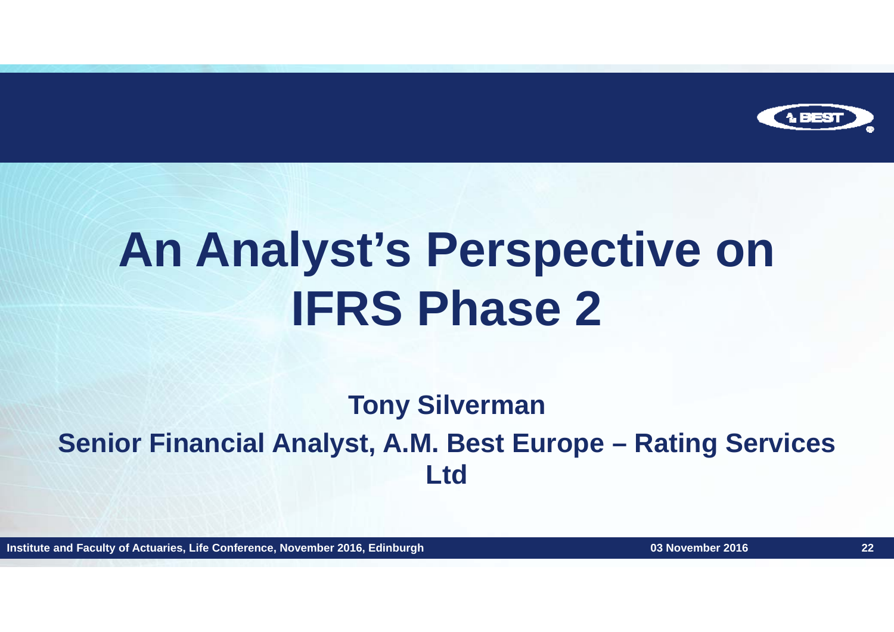# An Analyst's Perspective on IFRS Phase 2

**Tony Silverman**

**Senior Financial Analyst, A.M. Best Europe – Rating Services Ltd**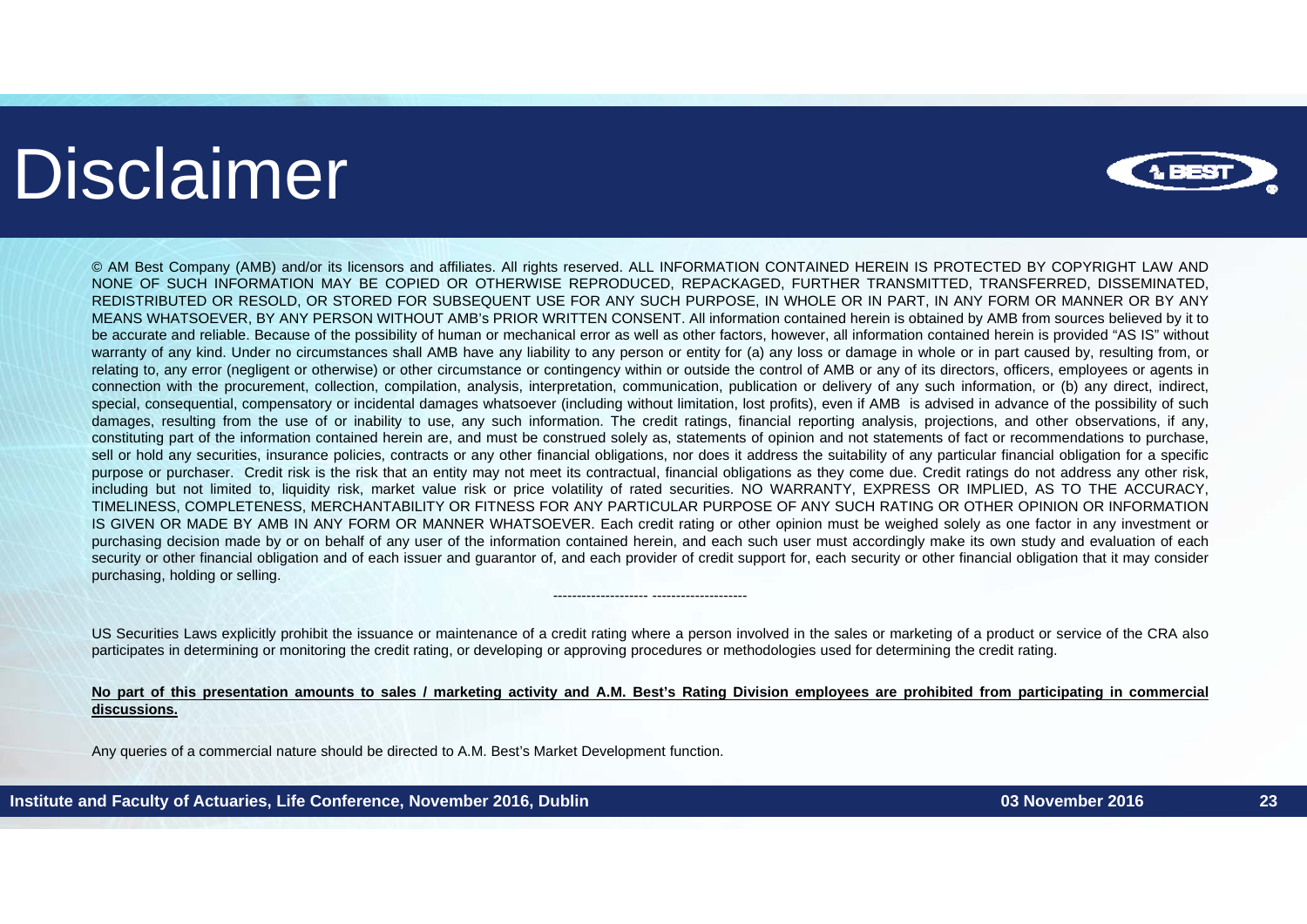# Disclaimer

© AM Best Company (AMB) and/or its licensors and affiliates. All rights reserved. ALL INFORMATION CONTAINED HEREIN IS PROTECTED BY COPYRIGHT LAW AND NONE OF SUCH INFORMATION MAY BE COPIED OR OTHERWISE REPRODUCED, REPACKAGED, FURTHER TRANSMITTED, TRANSFERRED, DISSEMINATED, REDISTRIBUTED OR RESOLD, OR STORED FOR SUBSEQUENT USE FOR ANY SUCH PURPOSE, IN WHOLE OR IN PART, IN ANY FORM OR MANNER OR BY ANY MEANS WHATSOEVER, BY ANY PERSON WITHOUT AMB's PRIOR WRITTEN CONSENT. All information contained herein is obtained by AMB from sources believed by it to be accurate and reliable. Because of the possibility of human or mechanical error as well as other factors, however, all information contained herein is provided "AS IS" without warranty of any kind. Under no circumstances shall AMB have any liability to any person or entity for (a) any loss or damage in whole or in part caused by, resulting from, or relating to, any error (negligent or otherwise) or other circumstance or contingency within or outside the control of AMB or any of its directors, officers, employees or agents in connection with the procurement, collection, compilation, analysis, interpretation, communication, publication or delivery of any such information, or (b) any direct, indirect, special, consequential, compensatory or incidental damages whatsoever (including without limitation, lost profits), even if AMB is advised in advance of the possibility of such damages, resulting from the use of or inability to use, any such information. The credit ratings, financial reporting analysis, projections, and other observations, if any, constituting part of the information contained herein are, and must be construed solely as, statements of opinion and not statements of fact or recommendations to purchase, sell or hold any securities, insurance policies, contracts or any other financial obligations, nor does it address the suitability of any particular financial obligation for a specific purpose or purchaser. Credit risk is the risk that an entity may not meet its contractual, financial obligations as they come due. Credit ratings do not address any other risk, including but not limited to, liquidity risk, market value risk or price volatility of rated securities. NO WARRANTY, EXPRESS OR IMPLIED, AS TO THE ACCURACY, TIMELINESS, COMPLETENESS, MERCHANTABILITY OR FITNESS FOR ANY PARTICULAR PURPOSE OF ANY SUCH RATING OR OTHER OPINION OR INFORMATION IS GIVEN OR MADE BY AMB IN ANY FORM OR MANNER WHATSOEVER. Each credit rating or other opinion must be weighed solely as one factor in any investment or purchasing decision made by or on behalf of any user of the information contained herein, and each such user must accordingly make its own study and evaluation of each security or other financial obligation and of each issuer and guarantor of, and each provider of credit support for, each security or other financial obligation that it may consider purchasing, holding or selling.

-------------------- --------------------

US Securities Laws explicitly prohibit the issuance or maintenance of a credit rating where a person involved in the sales or marketing of a product or service of the CRA also participates in determining or monitoring the credit rating, or developing or approving procedures or methodologies used for determining the credit rating.

**No part of this presentation amounts to sales / marketing activity and A.M. Best's Rating Division employees are prohibited from participating in commercial discussions.**

Any queries of a commercial nature should be directed to A.M. Best's Market Development function.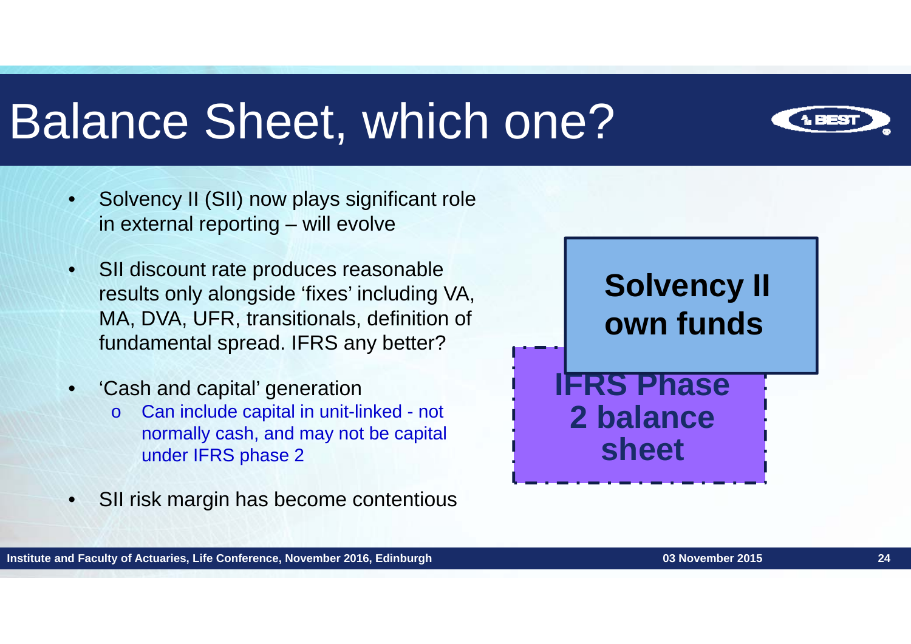# Balance Sheet, which one?

- Solvency II (SII) now plays significant role in external reporting – will evolve
- SII discount rate produces reasonable results only alongside 'fixes' including VA, MA, DVA, UFR, transitionals, definition of fundamental spread. IFRS any better?
- 'Cash and capital' generation
  - Can include capital in unit-linked - not normally cash, and may not be capital under IFRS phase 2
- SII risk margin has become contentious

**Solvency II own funds**

**IFRS Phase 2 balance sheet**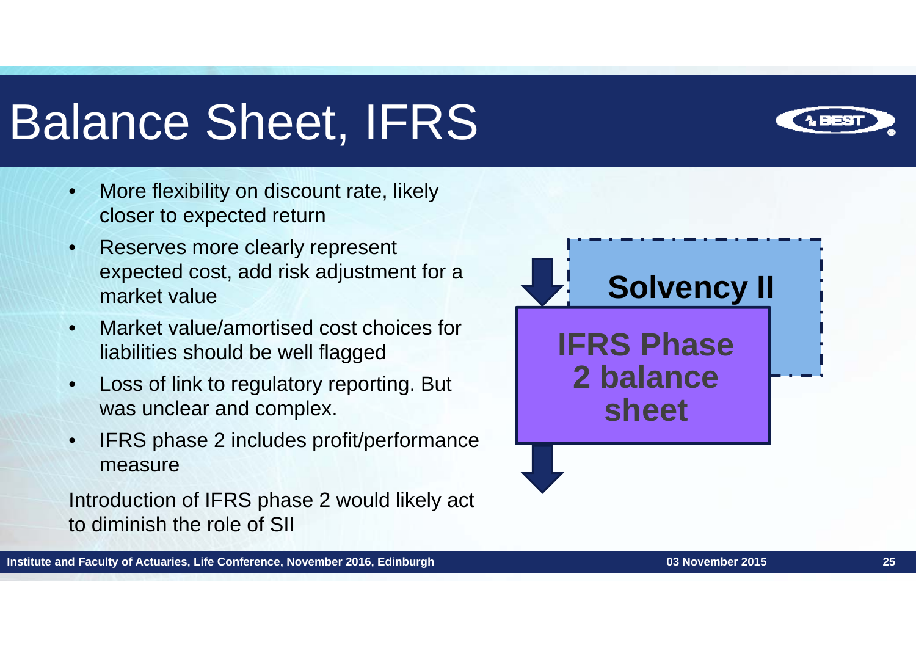# Balance Sheet, IFRS

- More flexibility on discount rate, likely closer to expected return
- Reserves more clearly represent expected cost, add risk adjustment for a market value
- Market value/amortised cost choices for liabilities should be well flagged
- Loss of link to regulatory reporting. But was unclear and complex.
- IFRS phase 2 includes profit/performance measure

Introduction of IFRS phase 2 would likely act to diminish the role of SII

**Solvency II**

**IFRS Phase 2 balance sheet**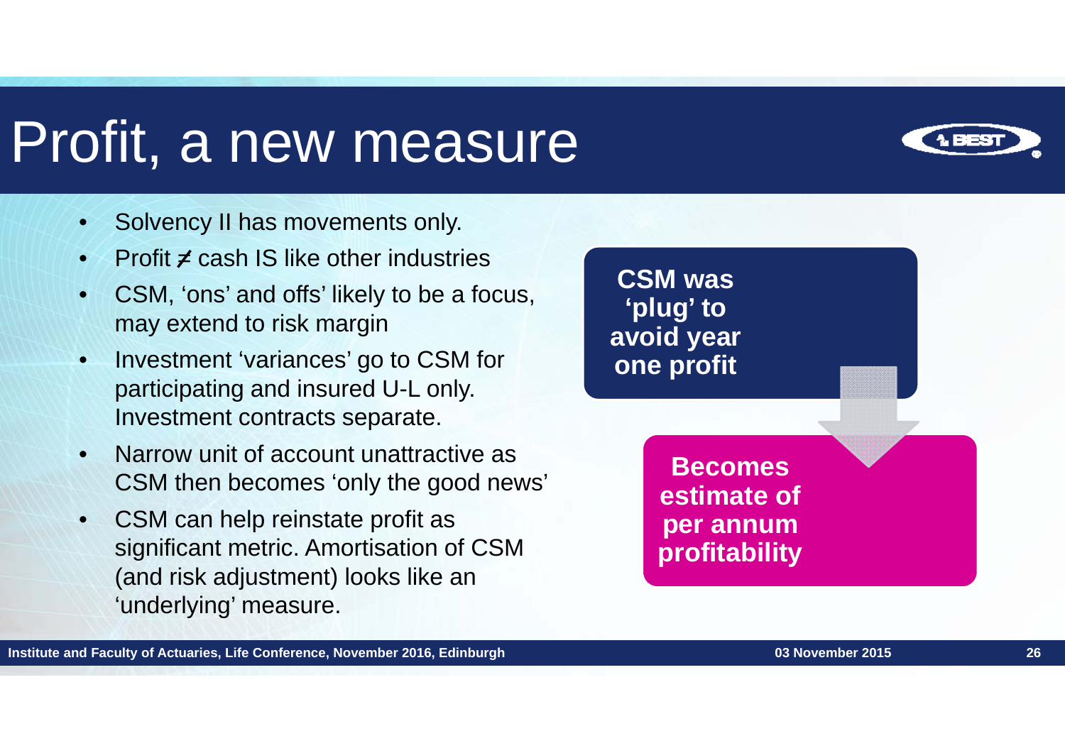# Profit, a new measure

- Solvency II has movements only.
- Profit ≠ cash IS like other industries
- CSM, 'ons' and offs' likely to be a focus, may extend to risk margin
- Investment 'variances' go to CSM for participating and insured U-L only. Investment contracts separate.
- Narrow unit of account unattractive as CSM then becomes 'only the good news'
- CSM can help reinstate profit as significant metric. Amortisation of CSM (and risk adjustment) looks like an 'underlying' measure.

**CSM was 'plug' to avoid year one profit**

**Becomes estimate of per annum profitability**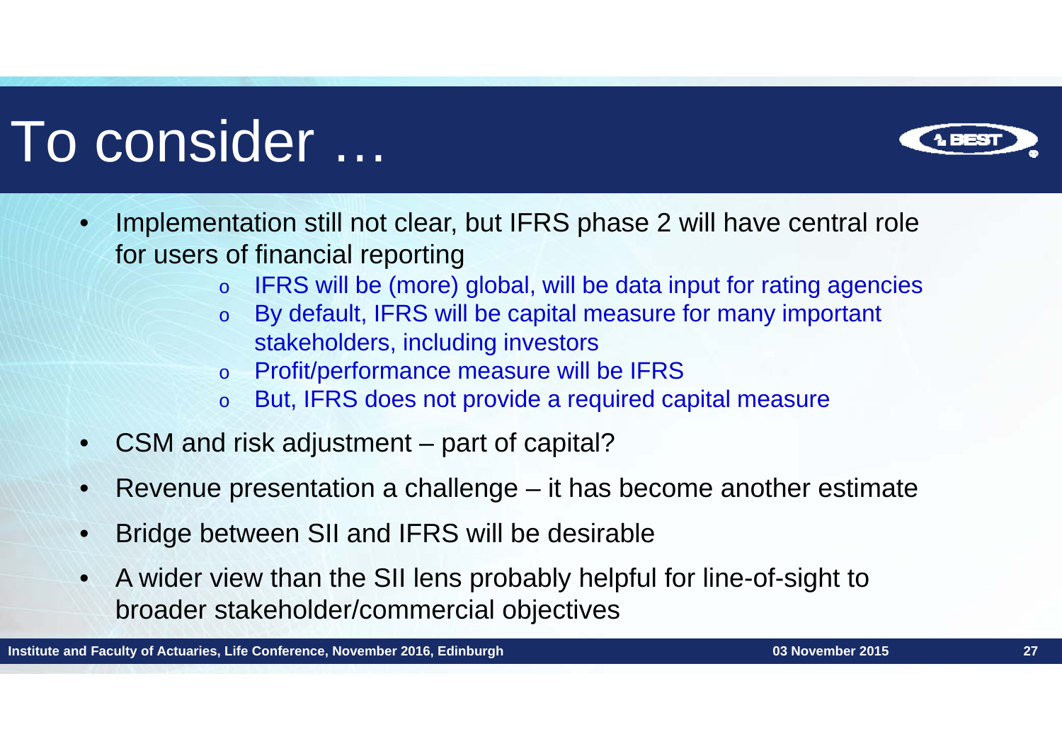# To consider …

- Implementation still not clear, but IFRS phase 2 will have central role for users of financial reporting
  - IFRS will be (more) global, will be data input for rating agencies
  - By default, IFRS will be capital measure for many important stakeholders, including investors
  - Profit/performance measure will be IFRS
  - But, IFRS does not provide a required capital measure
- CSM and risk adjustment – part of capital?
- Revenue presentation a challenge – it has become another estimate
- Bridge between SII and IFRS will be desirable
- A wider view than the SII lens probably helpful for line-of-sight to broader stakeholder/commercial objectives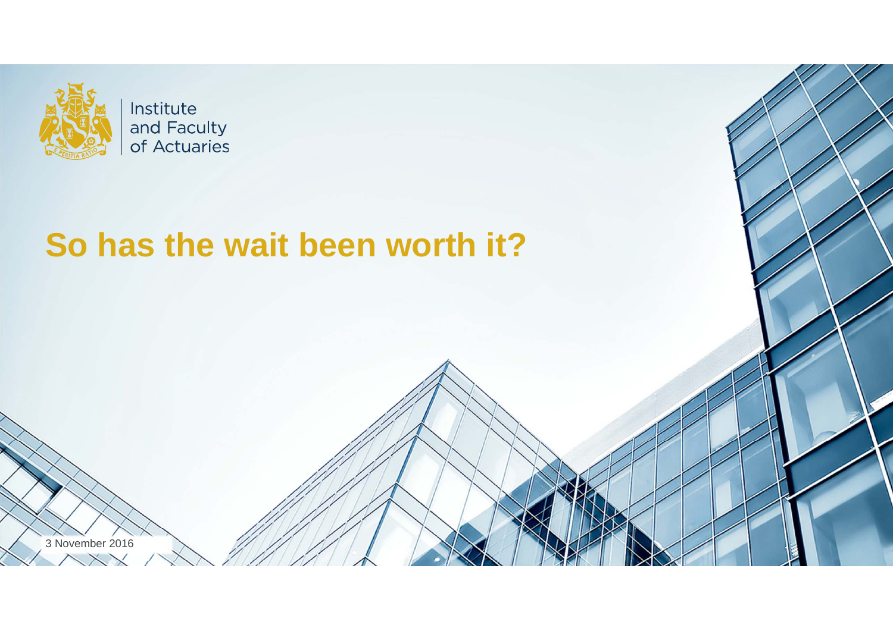Institute and Faculty of Actuaries

# So has the wait been worth it?

3 November 2016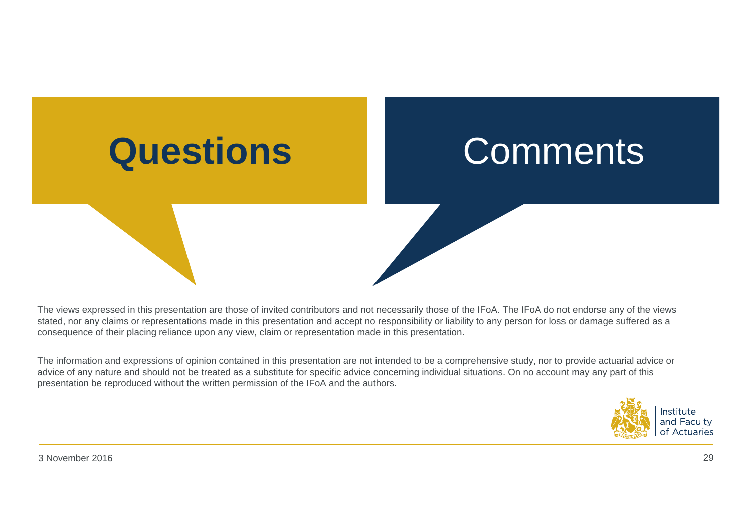# Questions

# Comments

The views expressed in this presentation are those of invited contributors and not necessarily those of the IFoA. The IFoA do not endorse any of the views stated, nor any claims or representations made in this presentation and accept no responsibility or liability to any person for loss or damage suffered as a consequence of their placing reliance upon any view, claim or representation made in this presentation.

The information and expressions of opinion contained in this presentation are not intended to be a comprehensive study, nor to provide actuarial advice or advice of any nature and should not be treated as a substitute for specific advice concerning individual situations. On no account may any part of this presentation be reproduced without the written permission of the IFoA and the authors.